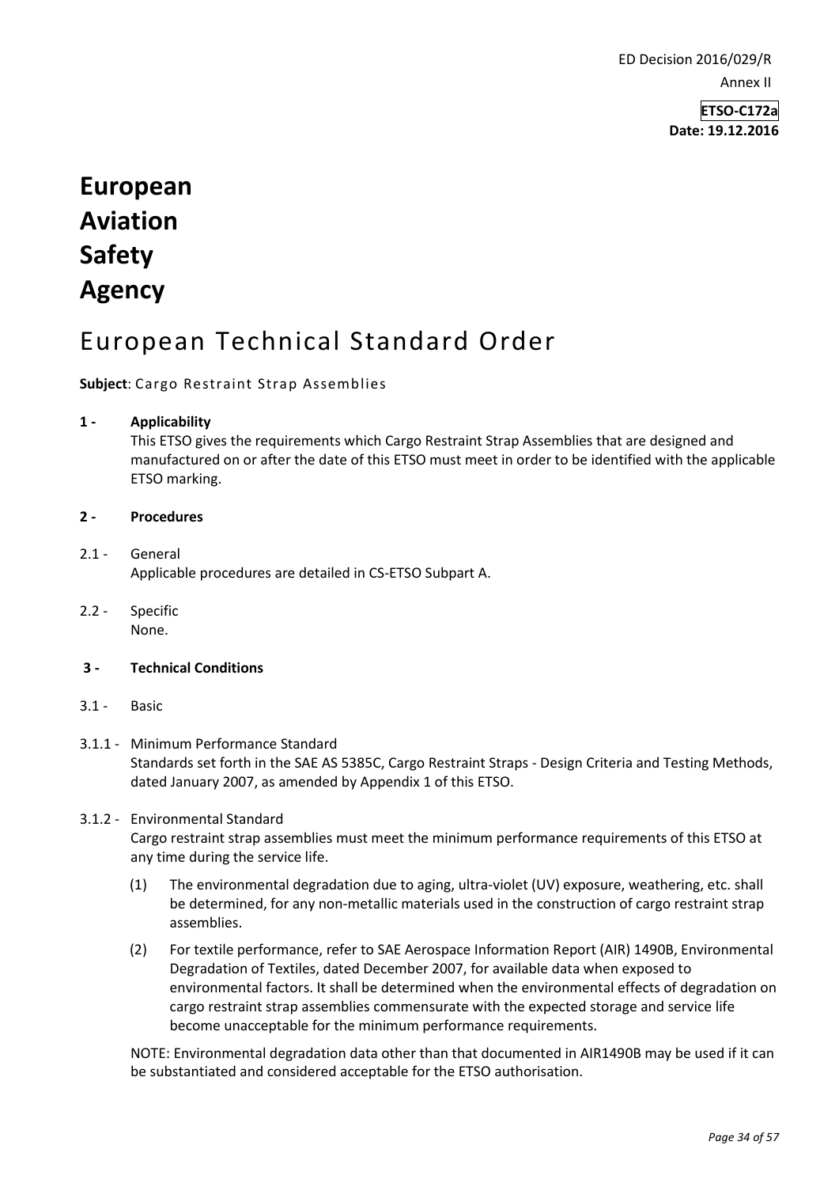ED Decision 2016/029/R

Annex II

**ETSO-C172a**
**Date: 19.12.2016**

# European Aviation Safety Agency

## European Technical Standard Order

**Subject**: Cargo Restraint Strap Assemblies

**1 - Applicability**

This ETSO gives the requirements which Cargo Restraint Strap Assemblies that are designed and manufactured on or after the date of this ETSO must meet in order to be identified with the applicable ETSO marking.

**2 - Procedures**

2.1 - General

Applicable procedures are detailed in CS-ETSO Subpart A.

2.2 - Specific

None.

**3 - Technical Conditions**

3.1 - Basic

3.1.1 - Minimum Performance Standard

Standards set forth in the SAE AS 5385C, Cargo Restraint Straps - Design Criteria and Testing Methods, dated January 2007, as amended by Appendix 1 of this ETSO.

3.1.2 - Environmental Standard

Cargo restraint strap assemblies must meet the minimum performance requirements of this ETSO at any time during the service life.

(1) The environmental degradation due to aging, ultra-violet (UV) exposure, weathering, etc. shall be determined, for any non-metallic materials used in the construction of cargo restraint strap assemblies.

(2) For textile performance, refer to SAE Aerospace Information Report (AIR) 1490B, Environmental Degradation of Textiles, dated December 2007, for available data when exposed to environmental factors. It shall be determined when the environmental effects of degradation on cargo restraint strap assemblies commensurate with the expected storage and service life become unacceptable for the minimum performance requirements.

NOTE: Environmental degradation data other than that documented in AIR1490B may be used if it can be substantiated and considered acceptable for the ETSO authorisation.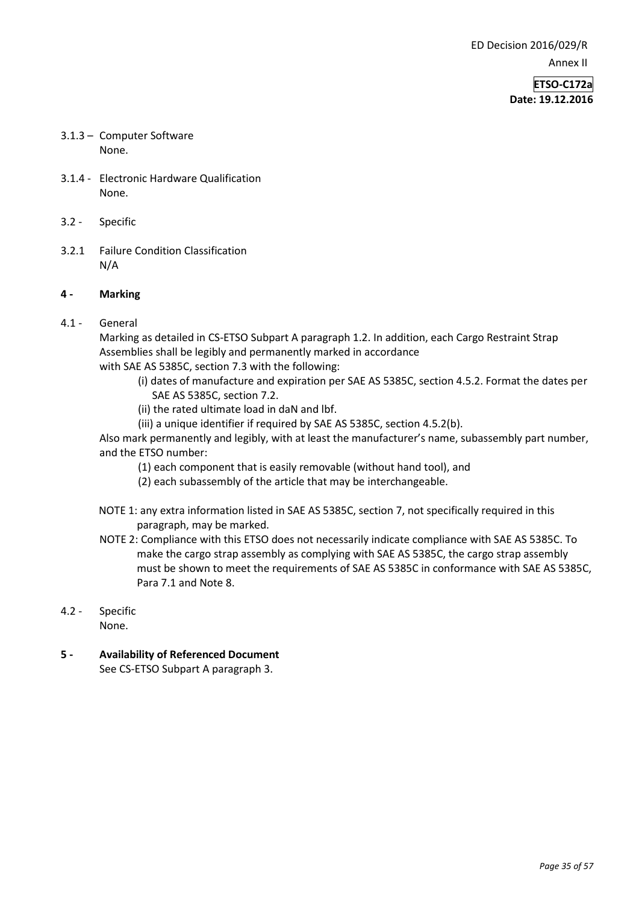3.1.3 – Computer Software
None.

3.1.4 - Electronic Hardware Qualification
None.

3.2 - Specific

3.2.1 Failure Condition Classification
N/A

## 4 - Marking

4.1 - General

Marking as detailed in CS-ETSO Subpart A paragraph 1.2. In addition, each Cargo Restraint Strap Assemblies shall be legibly and permanently marked in accordance with SAE AS 5385C, section 7.3 with the following:

(i) dates of manufacture and expiration per SAE AS 5385C, section 4.5.2. Format the dates per SAE AS 5385C, section 7.2.

(ii) the rated ultimate load in daN and lbf.

(iii) a unique identifier if required by SAE AS 5385C, section 4.5.2(b).

Also mark permanently and legibly, with at least the manufacturer's name, subassembly part number, and the ETSO number:

(1) each component that is easily removable (without hand tool), and

(2) each subassembly of the article that may be interchangeable.

NOTE 1: any extra information listed in SAE AS 5385C, section 7, not specifically required in this paragraph, may be marked.

NOTE 2: Compliance with this ETSO does not necessarily indicate compliance with SAE AS 5385C. To make the cargo strap assembly as complying with SAE AS 5385C, the cargo strap assembly must be shown to meet the requirements of SAE AS 5385C in conformance with SAE AS 5385C, Para 7.1 and Note 8.

4.2 - Specific
None.

## 5 - Availability of Referenced Document

See CS-ETSO Subpart A paragraph 3.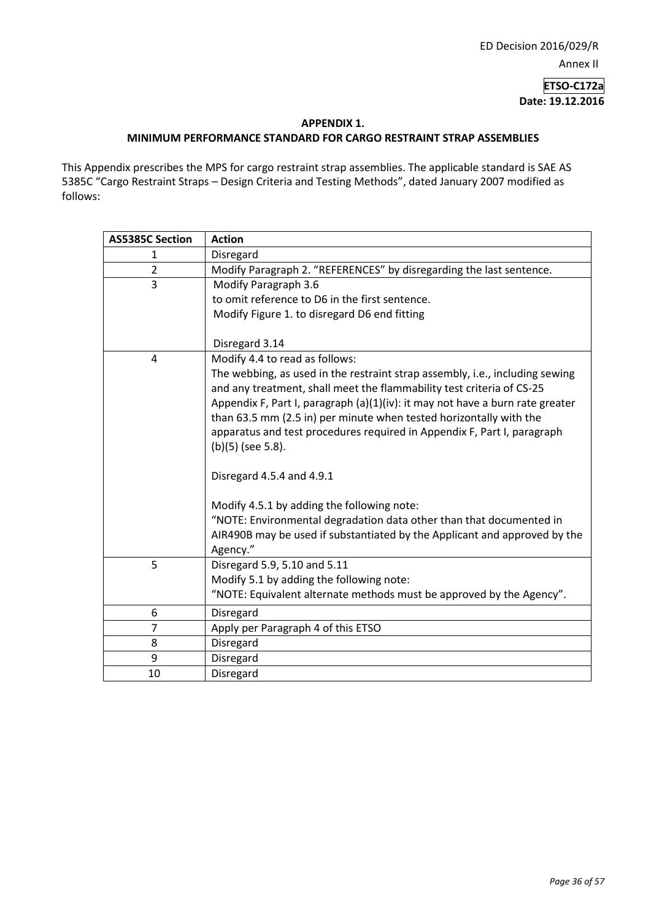# APPENDIX 1.

## MINIMUM PERFORMANCE STANDARD FOR CARGO RESTRAINT STRAP ASSEMBLIES

This Appendix prescribes the MPS for cargo restraint strap assemblies. The applicable standard is SAE AS 5385C "Cargo Restraint Straps – Design Criteria and Testing Methods", dated January 2007 modified as follows:

| AS5385C Section | Action |
|---|---|
| 1 | Disregard |
| 2 | Modify Paragraph 2. "REFERENCES" by disregarding the last sentence. |
| 3 | Modify Paragraph 3.6 to omit reference to D6 in the first sentence. Modify Figure 1. to disregard D6 end fitting<br><br>Disregard 3.14 |
| 4 | Modify 4.4 to read as follows:<br>The webbing, as used in the restraint strap assembly, i.e., including sewing and any treatment, shall meet the flammability test criteria of CS-25 Appendix F, Part I, paragraph (a)(1)(iv): it may not have a burn rate greater than 63.5 mm (2.5 in) per minute when tested horizontally with the apparatus and test procedures required in Appendix F, Part I, paragraph (b)(5) (see 5.8).<br><br>Disregard 4.5.4 and 4.9.1<br><br>Modify 4.5.1 by adding the following note:<br>"NOTE: Environmental degradation data other than that documented in AIR490B may be used if substantiated by the Applicant and approved by the Agency." |
| 5 | Disregard 5.9, 5.10 and 5.11<br>Modify 5.1 by adding the following note:<br>"NOTE: Equivalent alternate methods must be approved by the Agency". |
| 6 | Disregard |
| 7 | Apply per Paragraph 4 of this ETSO |
| 8 | Disregard |
| 9 | Disregard |
| 10 | Disregard |